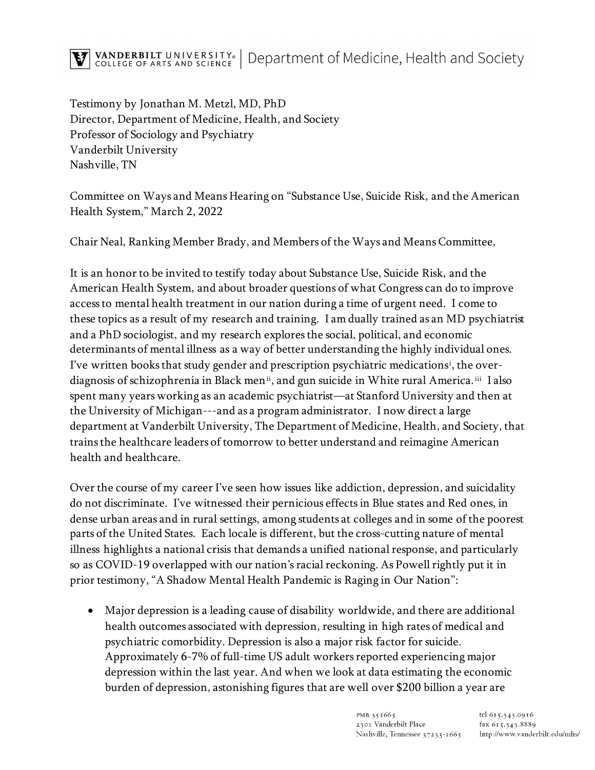Testimony by Jonathan M. Metzl, MD, PhD
Director, Department of Medicine, Health, and Society
Professor of Sociology and Psychiatry
Vanderbilt University
Nashville, TN

Committee on Ways and Means Hearing on "Substance Use, Suicide Risk, and the American Health System," March 2, 2022

Chair Neal, Ranking Member Brady, and Members of the Ways and Means Committee,

It is an honor to be invited to testify today about Substance Use, Suicide Risk, and the American Health System, and about broader questions of what Congress can do to improve access to mental health treatment in our nation during a time of urgent need. I come to these topics as a result of my research and training. I am dually trained as an MD psychiatrist and a PhD sociologist, and my research explores the social, political, and economic determinants of mental illness as a way of better understanding the highly individual ones. I've written books that study gender and prescription psychiatric medications[i], the over-diagnosis of schizophrenia in Black men[ii], and gun suicide in White rural America.[iii] I also spent many years working as an academic psychiatrist—at Stanford University and then at the University of Michigan---and as a program administrator. I now direct a large department at Vanderbilt University, The Department of Medicine, Health, and Society, that trains the healthcare leaders of tomorrow to better understand and reimagine American health and healthcare.

Over the course of my career I've seen how issues like addiction, depression, and suicidality do not discriminate. I've witnessed their pernicious effects in Blue states and Red ones, in dense urban areas and in rural settings, among students at colleges and in some of the poorest parts of the United States. Each locale is different, but the cross-cutting nature of mental illness highlights a national crisis that demands a unified national response, and particularly so as COVID-19 overlapped with our nation's racial reckoning. As Powell rightly put it in prior testimony, "A Shadow Mental Health Pandemic is Raging in Our Nation":

- Major depression is a leading cause of disability worldwide, and there are additional health outcomes associated with depression, resulting in high rates of medical and psychiatric comorbidity. Depression is also a major risk factor for suicide. Approximately 6-7% of full-time US adult workers reported experiencing major depression within the last year. And when we look at data estimating the economic burden of depression, astonishing figures that are well over $200 billion a year are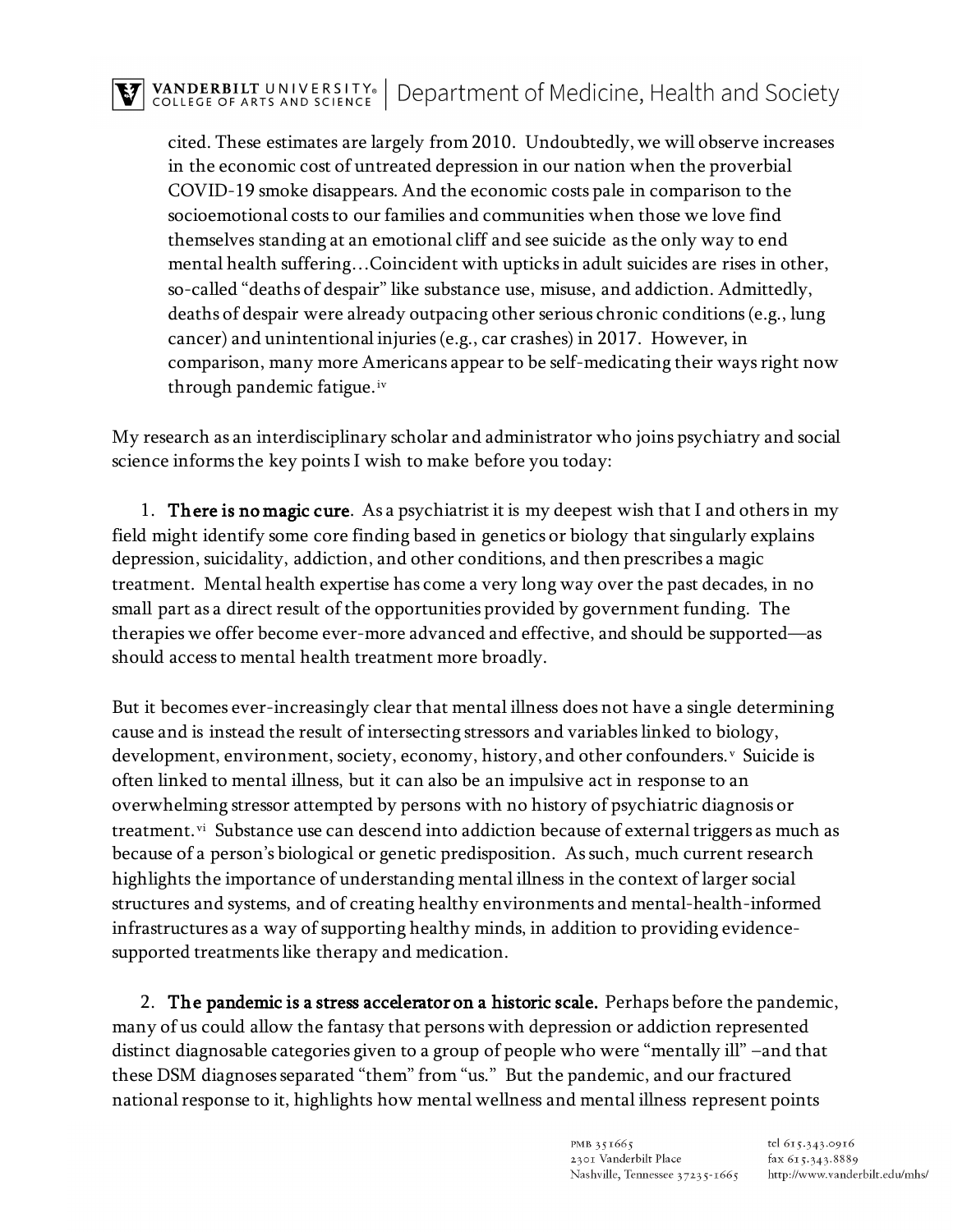cited. These estimates are largely from 2010. Undoubtedly, we will observe increases in the economic cost of untreated depression in our nation when the proverbial COVID-19 smoke disappears. And the economic costs pale in comparison to the socioemotional costs to our families and communities when those we love find themselves standing at an emotional cliff and see suicide as the only way to end mental health suffering…Coincident with upticks in adult suicides are rises in other, so-called "deaths of despair" like substance use, misuse, and addiction. Admittedly, deaths of despair were already outpacing other serious chronic conditions (e.g., lung cancer) and unintentional injuries (e.g., car crashes) in 2017. However, in comparison, many more Americans appear to be self-medicating their ways right now through pandemic fatigue.[iv]

My research as an interdisciplinary scholar and administrator who joins psychiatry and social science informs the key points I wish to make before you today:

1. **There is no magic cure**. As a psychiatrist it is my deepest wish that I and others in my field might identify some core finding based in genetics or biology that singularly explains depression, suicidality, addiction, and other conditions, and then prescribes a magic treatment. Mental health expertise has come a very long way over the past decades, in no small part as a direct result of the opportunities provided by government funding. The therapies we offer become ever-more advanced and effective, and should be supported—as should access to mental health treatment more broadly.

But it becomes ever-increasingly clear that mental illness does not have a single determining cause and is instead the result of intersecting stressors and variables linked to biology, development, environment, society, economy, history, and other confounders.[v] Suicide is often linked to mental illness, but it can also be an impulsive act in response to an overwhelming stressor attempted by persons with no history of psychiatric diagnosis or treatment.[vi] Substance use can descend into addiction because of external triggers as much as because of a person's biological or genetic predisposition. As such, much current research highlights the importance of understanding mental illness in the context of larger social structures and systems, and of creating healthy environments and mental-health-informed infrastructures as a way of supporting healthy minds, in addition to providing evidence-supported treatments like therapy and medication.

2. **The pandemic is a stress accelerator on a historic scale.** Perhaps before the pandemic, many of us could allow the fantasy that persons with depression or addiction represented distinct diagnosable categories given to a group of people who were "mentally ill" –and that these DSM diagnoses separated "them" from "us." But the pandemic, and our fractured national response to it, highlights how mental wellness and mental illness represent points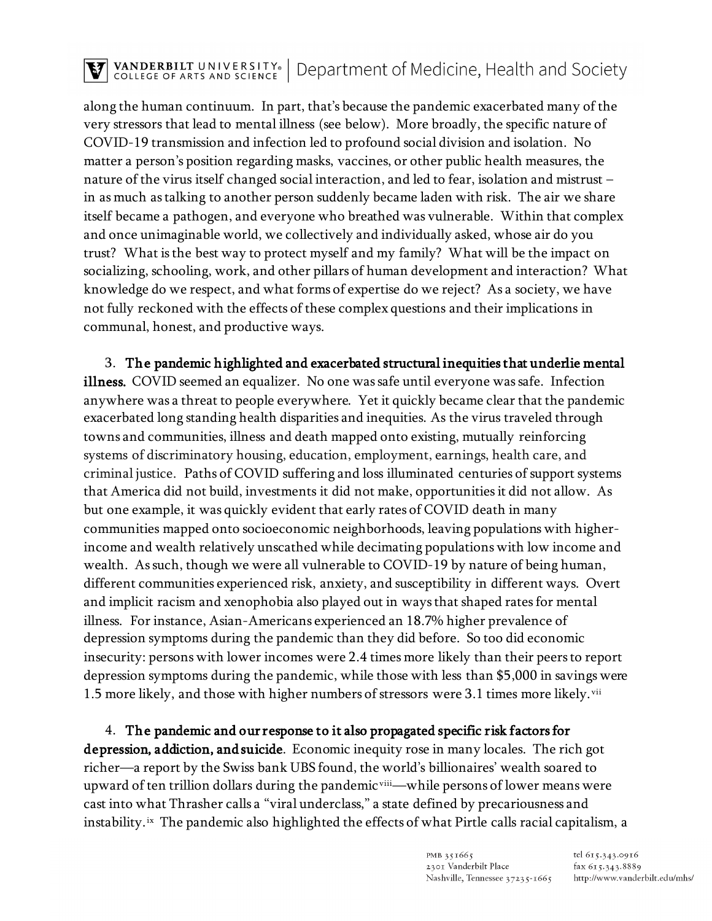along the human continuum. In part, that's because the pandemic exacerbated many of the very stressors that lead to mental illness (see below). More broadly, the specific nature of COVID-19 transmission and infection led to profound social division and isolation. No matter a person's position regarding masks, vaccines, or other public health measures, the nature of the virus itself changed social interaction, and led to fear, isolation and mistrust – in as much as talking to another person suddenly became laden with risk. The air we share itself became a pathogen, and everyone who breathed was vulnerable. Within that complex and once unimaginable world, we collectively and individually asked, whose air do you trust? What is the best way to protect myself and my family? What will be the impact on socializing, schooling, work, and other pillars of human development and interaction? What knowledge do we respect, and what forms of expertise do we reject? As a society, we have not fully reckoned with the effects of these complex questions and their implications in communal, honest, and productive ways.

3. **The pandemic highlighted and exacerbated structural inequities that underlie mental illness.** COVID seemed an equalizer. No one was safe until everyone was safe. Infection anywhere was a threat to people everywhere. Yet it quickly became clear that the pandemic exacerbated long standing health disparities and inequities. As the virus traveled through towns and communities, illness and death mapped onto existing, mutually reinforcing systems of discriminatory housing, education, employment, earnings, health care, and criminal justice. Paths of COVID suffering and loss illuminated centuries of support systems that America did not build, investments it did not make, opportunities it did not allow. As but one example, it was quickly evident that early rates of COVID death in many communities mapped onto socioeconomic neighborhoods, leaving populations with higher-income and wealth relatively unscathed while decimating populations with low income and wealth. As such, though we were all vulnerable to COVID-19 by nature of being human, different communities experienced risk, anxiety, and susceptibility in different ways. Overt and implicit racism and xenophobia also played out in ways that shaped rates for mental illness. For instance, Asian-Americans experienced an 18.7% higher prevalence of depression symptoms during the pandemic than they did before. So too did economic insecurity: persons with lower incomes were 2.4 times more likely than their peers to report depression symptoms during the pandemic, while those with less than $5,000 in savings were 1.5 more likely, and those with higher numbers of stressors were 3.1 times more likely.[vii]

4. **The pandemic and our response to it also propagated specific risk factors for depression, addiction, and suicide**. Economic inequity rose in many locales. The rich got richer—a report by the Swiss bank UBS found, the world's billionaires' wealth soared to upward of ten trillion dollars during the pandemic[viii]—while persons of lower means were cast into what Thrasher calls a "viral underclass," a state defined by precariousness and instability.[ix] The pandemic also highlighted the effects of what Pirtle calls racial capitalism, a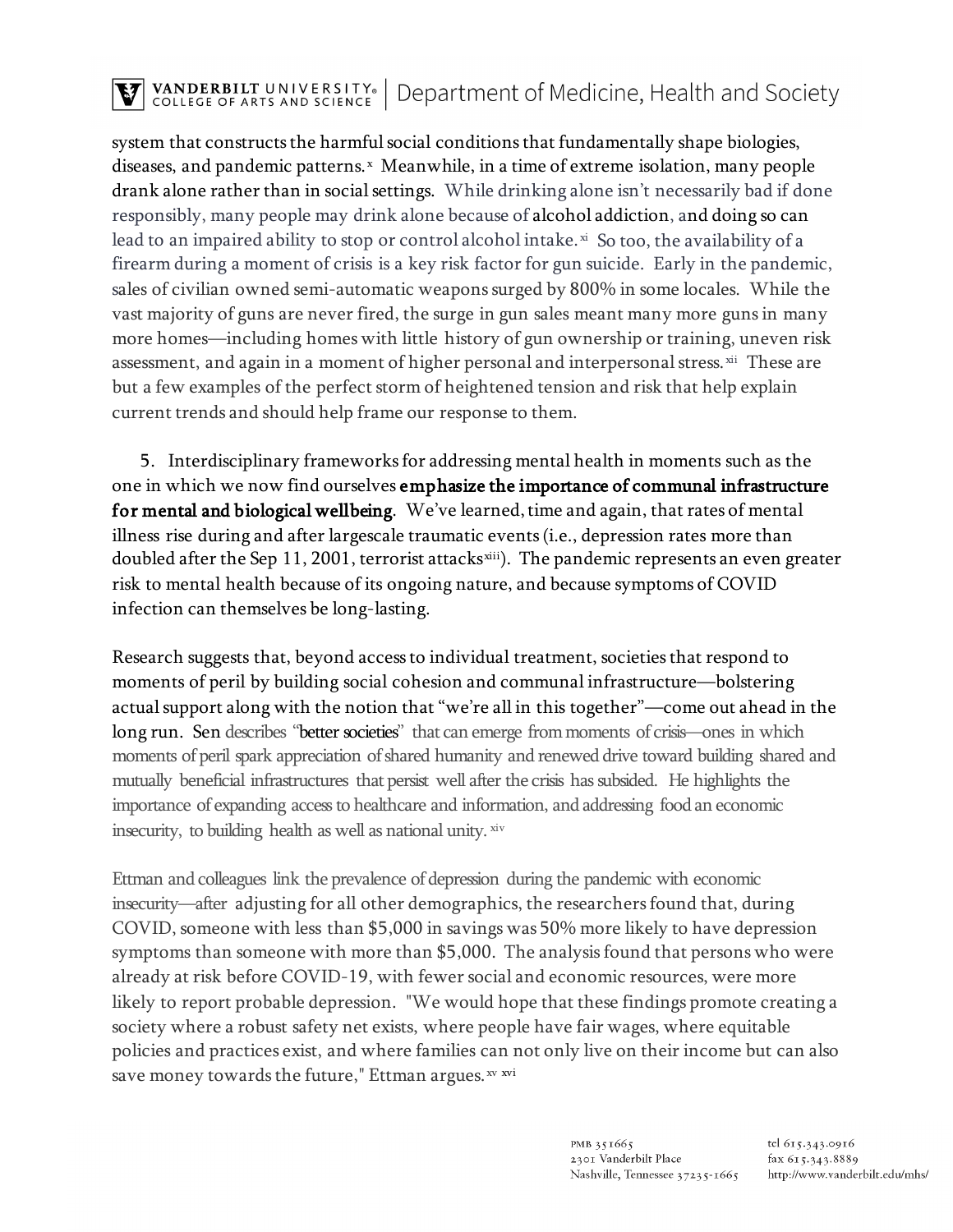system that constructs the harmful social conditions that fundamentally shape biologies, diseases, and pandemic patterns.[x] Meanwhile, in a time of extreme isolation, many people drank alone rather than in social settings. While drinking alone isn't necessarily bad if done responsibly, many people may drink alone because of alcohol addiction, and doing so can lead to an impaired ability to stop or control alcohol intake.[xi] So too, the availability of a firearm during a moment of crisis is a key risk factor for gun suicide. Early in the pandemic, sales of civilian owned semi-automatic weapons surged by 800% in some locales. While the vast majority of guns are never fired, the surge in gun sales meant many more guns in many more homes—including homes with little history of gun ownership or training, uneven risk assessment, and again in a moment of higher personal and interpersonal stress.[xii] These are but a few examples of the perfect storm of heightened tension and risk that help explain current trends and should help frame our response to them.

5. Interdisciplinary frameworks for addressing mental health in moments such as the one in which we now find ourselves **emphasize the importance of communal infrastructure for mental and biological wellbeing**. We've learned, time and again, that rates of mental illness rise during and after largescale traumatic events (i.e., depression rates more than doubled after the Sep 11, 2001, terrorist attacks[xiii]). The pandemic represents an even greater risk to mental health because of its ongoing nature, and because symptoms of COVID infection can themselves be long-lasting.

Research suggests that, beyond access to individual treatment, societies that respond to moments of peril by building social cohesion and communal infrastructure—bolstering actual support along with the notion that "we're all in this together"—come out ahead in the long run. Sen describes "better societies" that can emerge from moments of crisis—ones in which moments of peril spark appreciation of shared humanity and renewed drive toward building shared and mutually beneficial infrastructures that persist well after the crisis has subsided. He highlights the importance of expanding access to healthcare and information, and addressing food an economic insecurity, to building health as well as national unity.[xiv]

Ettman and colleagues link the prevalence of depression during the pandemic with economic insecurity—after adjusting for all other demographics, the researchers found that, during COVID, someone with less than $5,000 in savings was 50% more likely to have depression symptoms than someone with more than $5,000. The analysis found that persons who were already at risk before COVID-19, with fewer social and economic resources, were more likely to report probable depression. "We would hope that these findings promote creating a society where a robust safety net exists, where people have fair wages, where equitable policies and practices exist, and where families can not only live on their income but can also save money towards the future," Ettman argues.[xv xvi]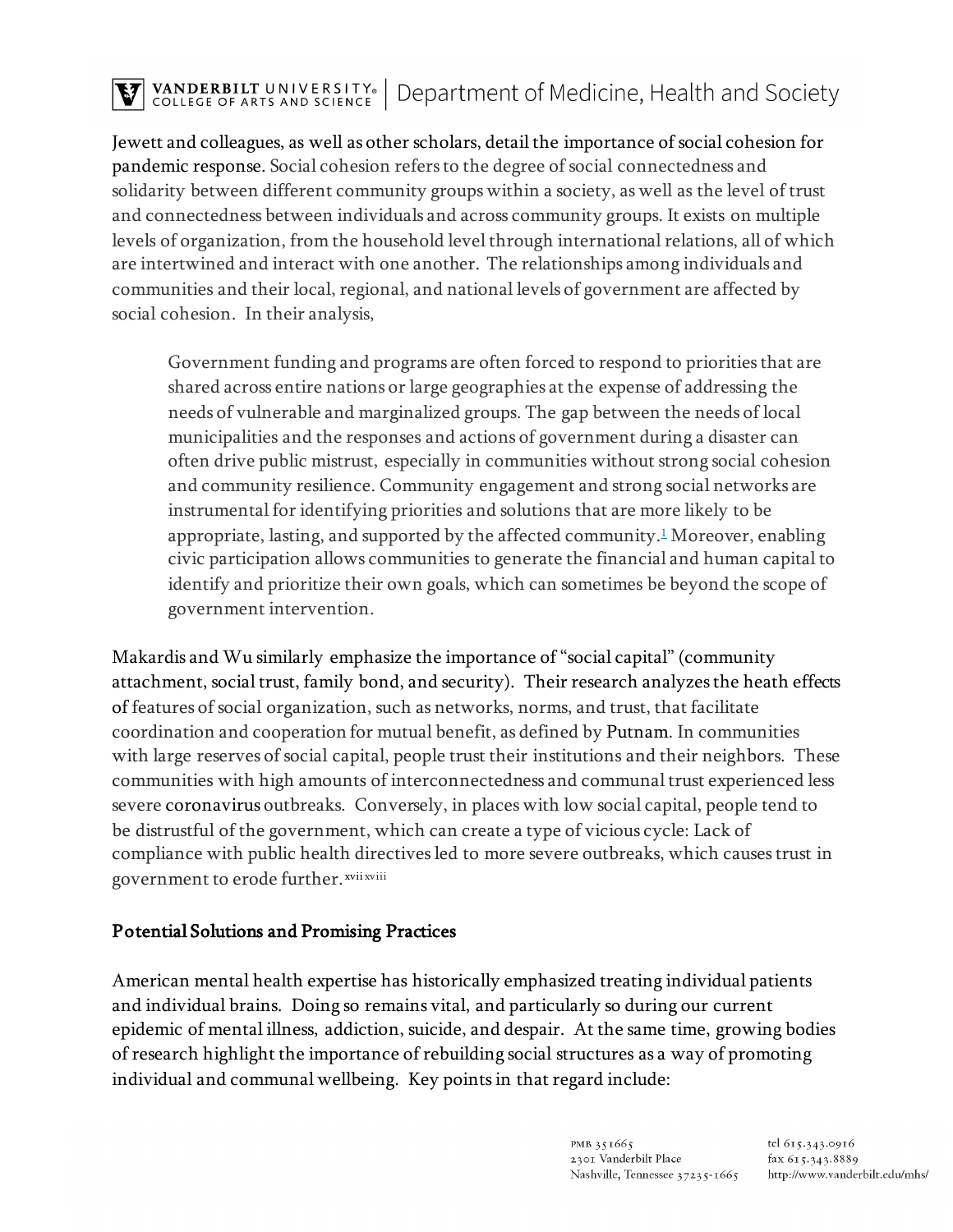Jewett and colleagues, as well as other scholars, detail the importance of social cohesion for pandemic response. Social cohesion refers to the degree of social connectedness and solidarity between different community groups within a society, as well as the level of trust and connectedness between individuals and across community groups. It exists on multiple levels of organization, from the household level through international relations, all of which are intertwined and interact with one another. The relationships among individuals and communities and their local, regional, and national levels of government are affected by social cohesion. In their analysis,

> Government funding and programs are often forced to respond to priorities that are shared across entire nations or large geographies at the expense of addressing the needs of vulnerable and marginalized groups. The gap between the needs of local municipalities and the responses and actions of government during a disaster can often drive public mistrust, especially in communities without strong social cohesion and community resilience. Community engagement and strong social networks are instrumental for identifying priorities and solutions that are more likely to be appropriate, lasting, and supported by the affected community.[1] Moreover, enabling civic participation allows communities to generate the financial and human capital to identify and prioritize their own goals, which can sometimes be beyond the scope of government intervention.

Makardis and Wu similarly emphasize the importance of "social capital" (community attachment, social trust, family bond, and security). Their research analyzes the heath effects of features of social organization, such as networks, norms, and trust, that facilitate coordination and cooperation for mutual benefit, as defined by Putnam. In communities with large reserves of social capital, people trust their institutions and their neighbors. These communities with high amounts of interconnectedness and communal trust experienced less severe coronavirus outbreaks. Conversely, in places with low social capital, people tend to be distrustful of the government, which can create a type of vicious cycle: Lack of compliance with public health directives led to more severe outbreaks, which causes trust in government to erode further.[xvii][xviii]

## Potential Solutions and Promising Practices

American mental health expertise has historically emphasized treating individual patients and individual brains. Doing so remains vital, and particularly so during our current epidemic of mental illness, addiction, suicide, and despair. At the same time, growing bodies of research highlight the importance of rebuilding social structures as a way of promoting individual and communal wellbeing. Key points in that regard include: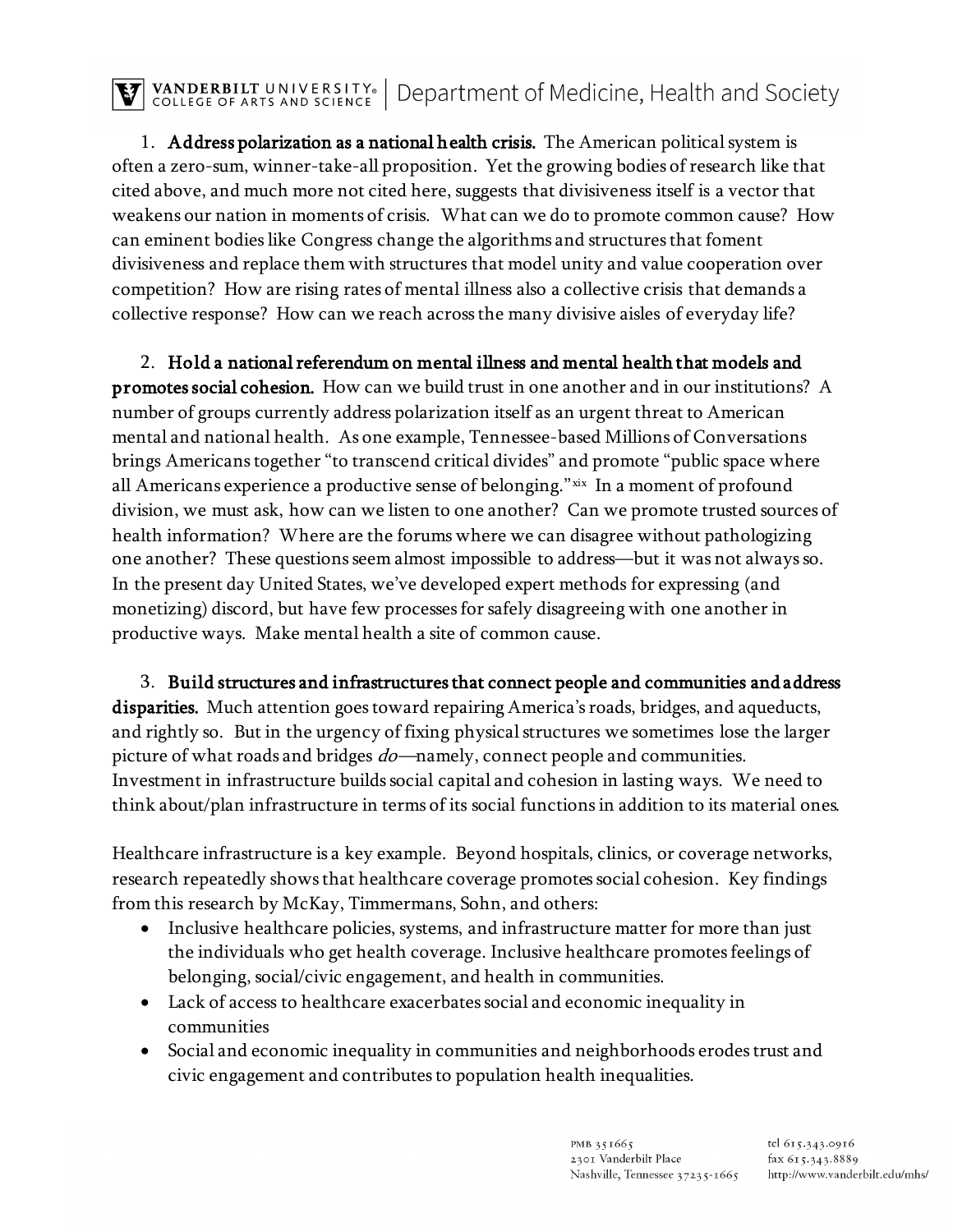1. **Address polarization as a national health crisis.** The American political system is often a zero-sum, winner-take-all proposition. Yet the growing bodies of research like that cited above, and much more not cited here, suggests that divisiveness itself is a vector that weakens our nation in moments of crisis. What can we do to promote common cause? How can eminent bodies like Congress change the algorithms and structures that foment divisiveness and replace them with structures that model unity and value cooperation over competition? How are rising rates of mental illness also a collective crisis that demands a collective response? How can we reach across the many divisive aisles of everyday life?

2. **Hold a national referendum on mental illness and mental health that models and promotes social cohesion.** How can we build trust in one another and in our institutions? A number of groups currently address polarization itself as an urgent threat to American mental and national health. As one example, Tennessee-based Millions of Conversations brings Americans together "to transcend critical divides" and promote "public space where all Americans experience a productive sense of belonging."[xix] In a moment of profound division, we must ask, how can we listen to one another? Can we promote trusted sources of health information? Where are the forums where we can disagree without pathologizing one another? These questions seem almost impossible to address—but it was not always so. In the present day United States, we've developed expert methods for expressing (and monetizing) discord, but have few processes for safely disagreeing with one another in productive ways. Make mental health a site of common cause.

3. **Build structures and infrastructures that connect people and communities and address disparities.** Much attention goes toward repairing America's roads, bridges, and aqueducts, and rightly so. But in the urgency of fixing physical structures we sometimes lose the larger picture of what roads and bridges *do*—namely, connect people and communities. Investment in infrastructure builds social capital and cohesion in lasting ways. We need to think about/plan infrastructure in terms of its social functions in addition to its material ones.

Healthcare infrastructure is a key example. Beyond hospitals, clinics, or coverage networks, research repeatedly shows that healthcare coverage promotes social cohesion. Key findings from this research by McKay, Timmermans, Sohn, and others:

- Inclusive healthcare policies, systems, and infrastructure matter for more than just the individuals who get health coverage. Inclusive healthcare promotes feelings of belonging, social/civic engagement, and health in communities.
- Lack of access to healthcare exacerbates social and economic inequality in communities
- Social and economic inequality in communities and neighborhoods erodes trust and civic engagement and contributes to population health inequalities.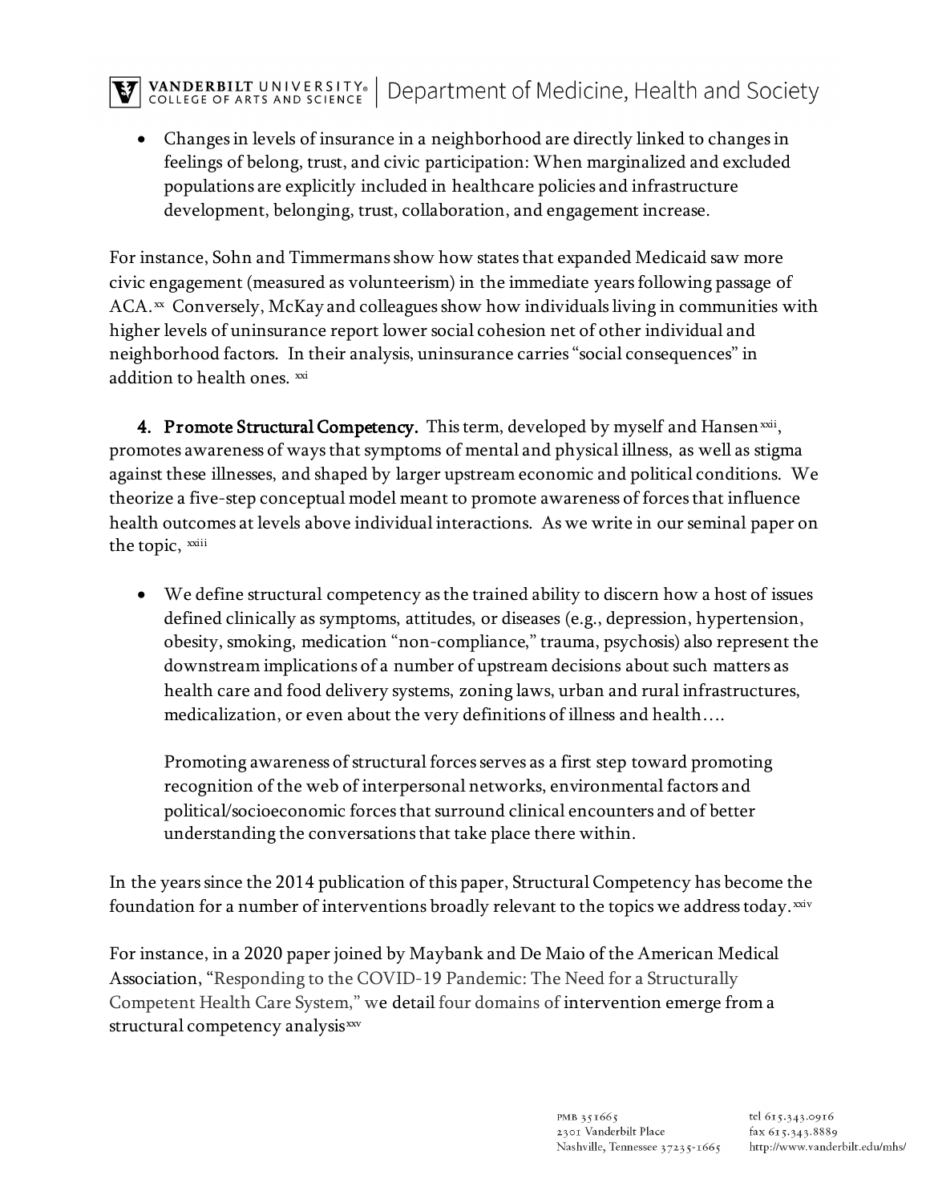- Changes in levels of insurance in a neighborhood are directly linked to changes in feelings of belong, trust, and civic participation: When marginalized and excluded populations are explicitly included in healthcare policies and infrastructure development, belonging, trust, collaboration, and engagement increase.

For instance, Sohn and Timmermans show how states that expanded Medicaid saw more civic engagement (measured as volunteerism) in the immediate years following passage of ACA.[xx] Conversely, McKay and colleagues show how individuals living in communities with higher levels of uninsurance report lower social cohesion net of other individual and neighborhood factors. In their analysis, uninsurance carries "social consequences" in addition to health ones. [xxi]

**4. Promote Structural Competency.** This term, developed by myself and Hansen[xxii], promotes awareness of ways that symptoms of mental and physical illness, as well as stigma against these illnesses, and shaped by larger upstream economic and political conditions. We theorize a five-step conceptual model meant to promote awareness of forces that influence health outcomes at levels above individual interactions. As we write in our seminal paper on the topic, [xxiii]

- We define structural competency as the trained ability to discern how a host of issues defined clinically as symptoms, attitudes, or diseases (e.g., depression, hypertension, obesity, smoking, medication "non-compliance," trauma, psychosis) also represent the downstream implications of a number of upstream decisions about such matters as health care and food delivery systems, zoning laws, urban and rural infrastructures, medicalization, or even about the very definitions of illness and health….

  Promoting awareness of structural forces serves as a first step toward promoting recognition of the web of interpersonal networks, environmental factors and political/socioeconomic forces that surround clinical encounters and of better understanding the conversations that take place there within.

In the years since the 2014 publication of this paper, Structural Competency has become the foundation for a number of interventions broadly relevant to the topics we address today.[xxiv]

For instance, in a 2020 paper joined by Maybank and De Maio of the American Medical Association, "Responding to the COVID-19 Pandemic: The Need for a Structurally Competent Health Care System," we detail four domains of intervention emerge from a structural competency analysis[xxv]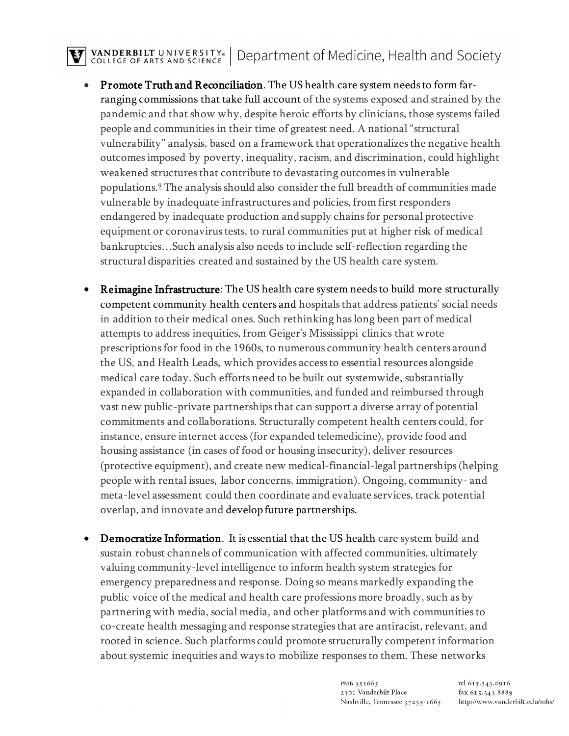- **Promote Truth and Reconciliation**. The US health care system needs to form far-ranging commissions that take full account of the systems exposed and strained by the pandemic and that show why, despite heroic efforts by clinicians, those systems failed people and communities in their time of greatest need. A national "structural vulnerability" analysis, based on a framework that operationalizes the negative health outcomes imposed by poverty, inequality, racism, and discrimination, could highlight weakened structures that contribute to devastating outcomes in vulnerable populations.[9] The analysis should also consider the full breadth of communities made vulnerable by inadequate infrastructures and policies, from first responders endangered by inadequate production and supply chains for personal protective equipment or coronavirus tests, to rural communities put at higher risk of medical bankruptcies…Such analysis also needs to include self-reflection regarding the structural disparities created and sustained by the US health care system.

- **Reimagine Infrastructure**: The US health care system needs to build more structurally competent community health centers and hospitals that address patients' social needs in addition to their medical ones. Such rethinking has long been part of medical attempts to address inequities, from Geiger's Mississippi clinics that wrote prescriptions for food in the 1960s, to numerous community health centers around the US, and Health Leads, which provides access to essential resources alongside medical care today. Such efforts need to be built out systemwide, substantially expanded in collaboration with communities, and funded and reimbursed through vast new public-private partnerships that can support a diverse array of potential commitments and collaborations. Structurally competent health centers could, for instance, ensure internet access (for expanded telemedicine), provide food and housing assistance (in cases of food or housing insecurity), deliver resources (protective equipment), and create new medical-financial-legal partnerships (helping people with rental issues, labor concerns, immigration). Ongoing, community- and meta-level assessment could then coordinate and evaluate services, track potential overlap, and innovate and develop future partnerships.

- **Democratize Information**. It is essential that the US health care system build and sustain robust channels of communication with affected communities, ultimately valuing community-level intelligence to inform health system strategies for emergency preparedness and response. Doing so means markedly expanding the public voice of the medical and health care professions more broadly, such as by partnering with media, social media, and other platforms and with communities to co-create health messaging and response strategies that are antiracist, relevant, and rooted in science. Such platforms could promote structurally competent information about systemic inequities and ways to mobilize responses to them. These networks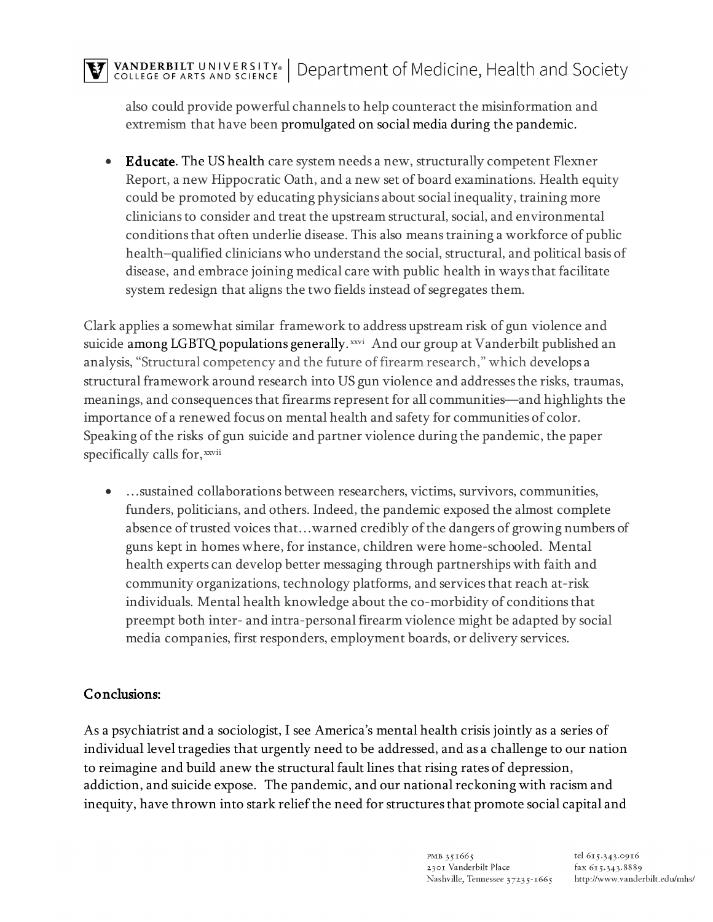also could provide powerful channels to help counteract the misinformation and extremism that have been promulgated on social media during the pandemic.

- **Educate**. The US health care system needs a new, structurally competent Flexner Report, a new Hippocratic Oath, and a new set of board examinations. Health equity could be promoted by educating physicians about social inequality, training more clinicians to consider and treat the upstream structural, social, and environmental conditions that often underlie disease. This also means training a workforce of public health–qualified clinicians who understand the social, structural, and political basis of disease, and embrace joining medical care with public health in ways that facilitate system redesign that aligns the two fields instead of segregates them.

Clark applies a somewhat similar framework to address upstream risk of gun violence and suicide among LGBTQ populations generally.[xxvi] And our group at Vanderbilt published an analysis, "Structural competency and the future of firearm research," which develops a structural framework around research into US gun violence and addresses the risks, traumas, meanings, and consequences that firearms represent for all communities—and highlights the importance of a renewed focus on mental health and safety for communities of color. Speaking of the risks of gun suicide and partner violence during the pandemic, the paper specifically calls for,[xxvii]

- …sustained collaborations between researchers, victims, survivors, communities, funders, politicians, and others. Indeed, the pandemic exposed the almost complete absence of trusted voices that…warned credibly of the dangers of growing numbers of guns kept in homes where, for instance, children were home-schooled. Mental health experts can develop better messaging through partnerships with faith and community organizations, technology platforms, and services that reach at-risk individuals. Mental health knowledge about the co-morbidity of conditions that preempt both inter- and intra-personal firearm violence might be adapted by social media companies, first responders, employment boards, or delivery services.

## Conclusions:

As a psychiatrist and a sociologist, I see America's mental health crisis jointly as a series of individual level tragedies that urgently need to be addressed, and as a challenge to our nation to reimagine and build anew the structural fault lines that rising rates of depression, addiction, and suicide expose. The pandemic, and our national reckoning with racism and inequity, have thrown into stark relief the need for structures that promote social capital and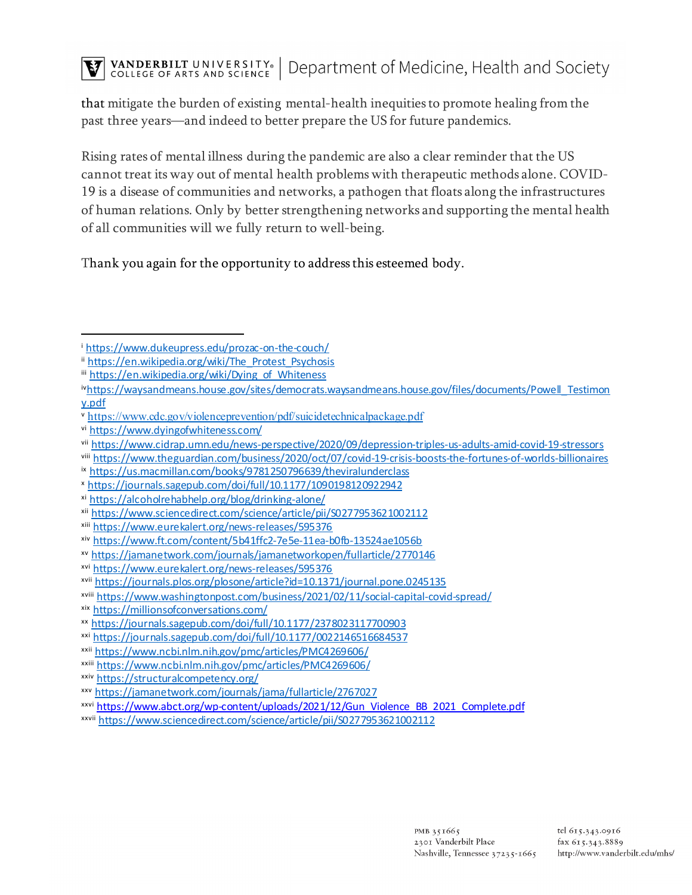that mitigate the burden of existing mental-health inequities to promote healing from the past three years—and indeed to better prepare the US for future pandemics.

Rising rates of mental illness during the pandemic are also a clear reminder that the US cannot treat its way out of mental health problems with therapeutic methods alone. COVID-19 is a disease of communities and networks, a pathogen that floats along the infrastructures of human relations. Only by better strengthening networks and supporting the mental health of all communities will we fully return to well-being.

Thank you again for the opportunity to address this esteemed body.

---

[i] https://www.dukeupress.edu/prozac-on-the-couch/

[ii] https://en.wikipedia.org/wiki/The_Protest_Psychosis

[iii] https://en.wikipedia.org/wiki/Dying_of_Whiteness

[iv] https://waysandmeans.house.gov/sites/democrats.waysandmeans.house.gov/files/documents/Powell_Testimony.pdf

[v] https://www.cdc.gov/violenceprevention/pdf/suicidetechnicalpackage.pdf

[vi] https://www.dyingofwhiteness.com/

[vii] https://www.cidrap.umn.edu/news-perspective/2020/09/depression-triples-us-adults-amid-covid-19-stressors

[viii] https://www.theguardian.com/business/2020/oct/07/covid-19-crisis-boosts-the-fortunes-of-worlds-billionaires

[ix] https://us.macmillan.com/books/9781250796639/theviralunderclass

[x] https://journals.sagepub.com/doi/full/10.1177/1090198120922942

[xi] https://alcoholrehabhelp.org/blog/drinking-alone/

[xii] https://www.sciencedirect.com/science/article/pii/S0277953621002112

[xiii] https://www.eurekalert.org/news-releases/595376

[xiv] https://www.ft.com/content/5b41ffc2-7e5e-11ea-b0fb-13524ae1056b

[xv] https://jamanetwork.com/journals/jamanetworkopen/fullarticle/2770146

[xvi] https://www.eurekalert.org/news-releases/595376

[xvii] https://journals.plos.org/plosone/article?id=10.1371/journal.pone.0245135

[xviii] https://www.washingtonpost.com/business/2021/02/11/social-capital-covid-spread/

[xix] https://millionsofconversations.com/

[xx] https://journals.sagepub.com/doi/full/10.1177/2378023117700903

[xxi] https://journals.sagepub.com/doi/full/10.1177/0022146516684537

[xxii] https://www.ncbi.nlm.nih.gov/pmc/articles/PMC4269606/

[xxiii] https://www.ncbi.nlm.nih.gov/pmc/articles/PMC4269606/

[xxiv] https://structuralcompetency.org/

[xxv] https://jamanetwork.com/journals/jama/fullarticle/2767027

[xxvi] https://www.abct.org/wp-content/uploads/2021/12/Gun_Violence_BB_2021_Complete.pdf

[xxvii] https://www.sciencedirect.com/science/article/pii/S0277953621002112